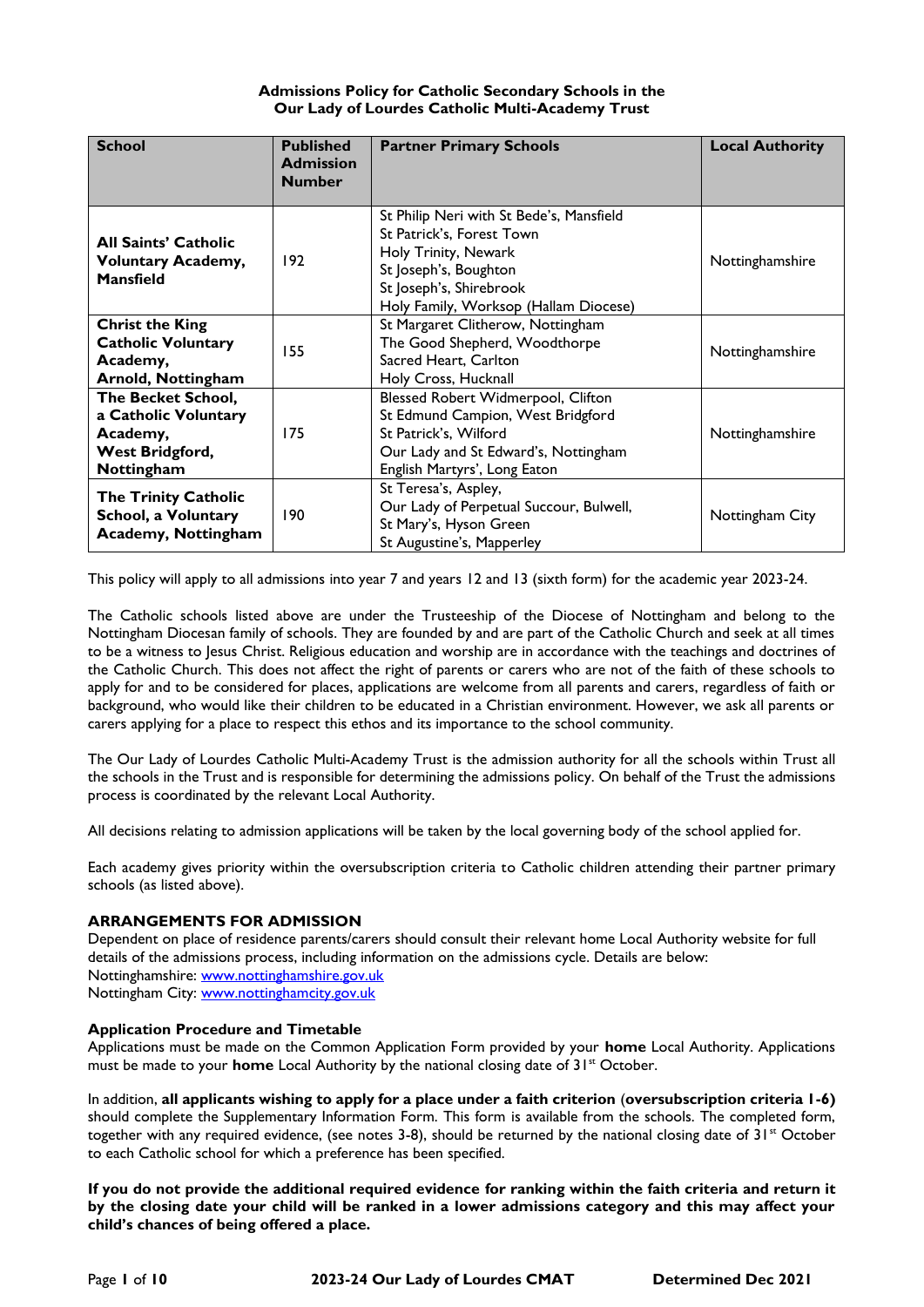**Admissions Policy for Catholic Secondary Schools in the Our Lady of Lourdes Catholic Multi-Academy Trust**

| School | Published Admission Number | Partner Primary Schools | Local Authority |
|---|---|---|---|
| **All Saints' Catholic Voluntary Academy, Mansfield** | 192 | St Philip Neri with St Bede's, Mansfield<br>St Patrick's, Forest Town<br>Holy Trinity, Newark<br>St Joseph's, Boughton<br>St Joseph's, Shirebrook<br>Holy Family, Worksop (Hallam Diocese) | Nottinghamshire |
| **Christ the King Catholic Voluntary Academy, Arnold, Nottingham** | 155 | St Margaret Clitherow, Nottingham<br>The Good Shepherd, Woodthorpe<br>Sacred Heart, Carlton<br>Holy Cross, Hucknall | Nottinghamshire |
| **The Becket School, a Catholic Voluntary Academy, West Bridgford, Nottingham** | 175 | Blessed Robert Widmerpool, Clifton<br>St Edmund Campion, West Bridgford<br>St Patrick's, Wilford<br>Our Lady and St Edward's, Nottingham<br>English Martyrs', Long Eaton | Nottinghamshire |
| **The Trinity Catholic School, a Voluntary Academy, Nottingham** | 190 | St Teresa's, Aspley,<br>Our Lady of Perpetual Succour, Bulwell,<br>St Mary's, Hyson Green<br>St Augustine's, Mapperley | Nottingham City |

This policy will apply to all admissions into year 7 and years 12 and 13 (sixth form) for the academic year 2023-24.

The Catholic schools listed above are under the Trusteeship of the Diocese of Nottingham and belong to the Nottingham Diocesan family of schools. They are founded by and are part of the Catholic Church and seek at all times to be a witness to Jesus Christ. Religious education and worship are in accordance with the teachings and doctrines of the Catholic Church. This does not affect the right of parents or carers who are not of the faith of these schools to apply for and to be considered for places, applications are welcome from all parents and carers, regardless of faith or background, who would like their children to be educated in a Christian environment. However, we ask all parents or carers applying for a place to respect this ethos and its importance to the school community.

The Our Lady of Lourdes Catholic Multi-Academy Trust is the admission authority for all the schools within Trust all the schools in the Trust and is responsible for determining the admissions policy. On behalf of the Trust the admissions process is coordinated by the relevant Local Authority.

All decisions relating to admission applications will be taken by the local governing body of the school applied for.

Each academy gives priority within the oversubscription criteria to Catholic children attending their partner primary schools (as listed above).

## ARRANGEMENTS FOR ADMISSION

Dependent on place of residence parents/carers should consult their relevant home Local Authority website for full details of the admissions process, including information on the admissions cycle. Details are below:
Nottinghamshire: www.nottinghamshire.gov.uk
Nottingham City: www.nottinghamcity.gov.uk

### Application Procedure and Timetable

Applications must be made on the Common Application Form provided by your **home** Local Authority. Applications must be made to your **home** Local Authority by the national closing date of 31st October.

In addition, **all applicants wishing to apply for a place under a faith criterion** (**oversubscription criteria 1-6)** should complete the Supplementary Information Form. This form is available from the schools. The completed form, together with any required evidence, (see notes 3-8), should be returned by the national closing date of 31st October to each Catholic school for which a preference has been specified.

**If you do not provide the additional required evidence for ranking within the faith criteria and return it by the closing date your child will be ranked in a lower admissions category and this may affect your child's chances of being offered a place.**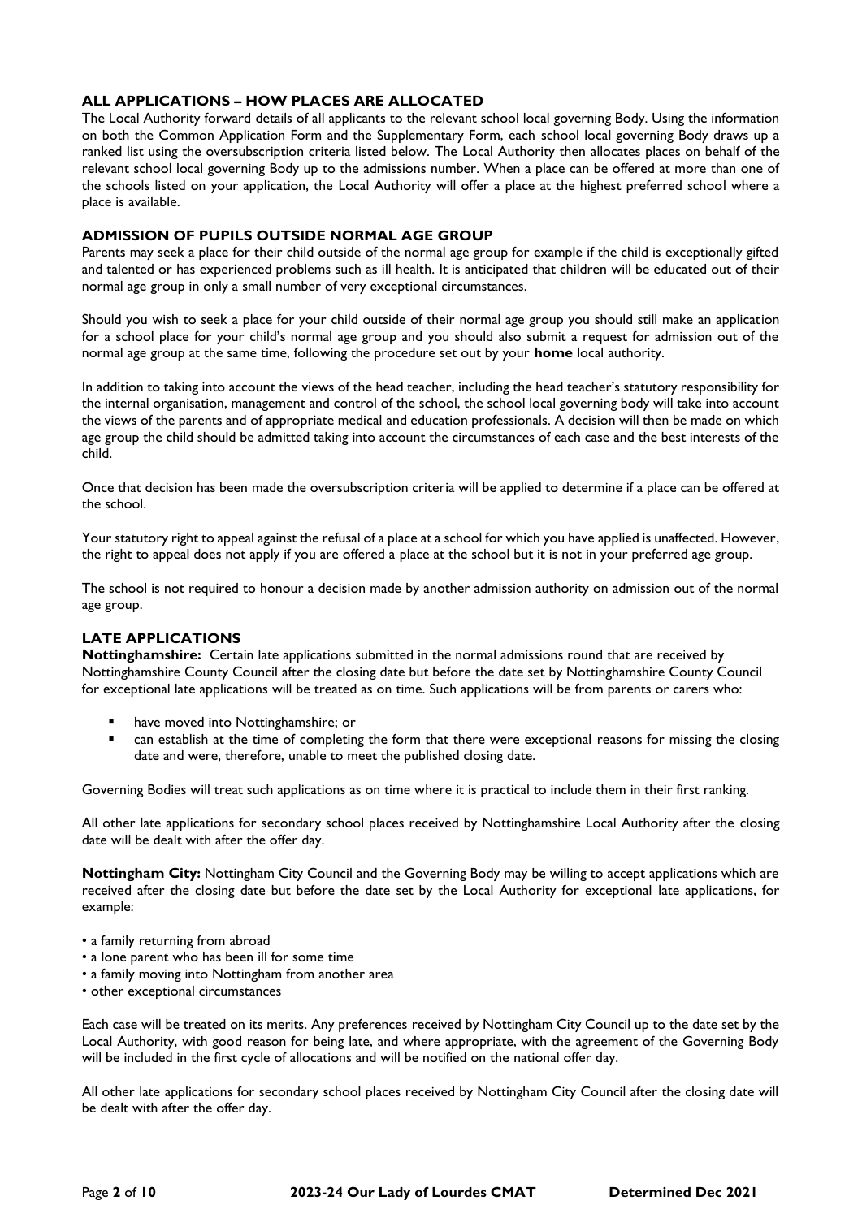### ALL APPLICATIONS – HOW PLACES ARE ALLOCATED

The Local Authority forward details of all applicants to the relevant school local governing Body. Using the information on both the Common Application Form and the Supplementary Form, each school local governing Body draws up a ranked list using the oversubscription criteria listed below. The Local Authority then allocates places on behalf of the relevant school local governing Body up to the admissions number. When a place can be offered at more than one of the schools listed on your application, the Local Authority will offer a place at the highest preferred school where a place is available.

### ADMISSION OF PUPILS OUTSIDE NORMAL AGE GROUP

Parents may seek a place for their child outside of the normal age group for example if the child is exceptionally gifted and talented or has experienced problems such as ill health. It is anticipated that children will be educated out of their normal age group in only a small number of very exceptional circumstances.

Should you wish to seek a place for your child outside of their normal age group you should still make an application for a school place for your child's normal age group and you should also submit a request for admission out of the normal age group at the same time, following the procedure set out by your **home** local authority.

In addition to taking into account the views of the head teacher, including the head teacher's statutory responsibility for the internal organisation, management and control of the school, the school local governing body will take into account the views of the parents and of appropriate medical and education professionals. A decision will then be made on which age group the child should be admitted taking into account the circumstances of each case and the best interests of the child.

Once that decision has been made the oversubscription criteria will be applied to determine if a place can be offered at the school.

Your statutory right to appeal against the refusal of a place at a school for which you have applied is unaffected. However, the right to appeal does not apply if you are offered a place at the school but it is not in your preferred age group.

The school is not required to honour a decision made by another admission authority on admission out of the normal age group.

### LATE APPLICATIONS

**Nottinghamshire:** Certain late applications submitted in the normal admissions round that are received by Nottinghamshire County Council after the closing date but before the date set by Nottinghamshire County Council for exceptional late applications will be treated as on time. Such applications will be from parents or carers who:

- have moved into Nottinghamshire; or
- can establish at the time of completing the form that there were exceptional reasons for missing the closing date and were, therefore, unable to meet the published closing date.

Governing Bodies will treat such applications as on time where it is practical to include them in their first ranking.

All other late applications for secondary school places received by Nottinghamshire Local Authority after the closing date will be dealt with after the offer day.

**Nottingham City:** Nottingham City Council and the Governing Body may be willing to accept applications which are received after the closing date but before the date set by the Local Authority for exceptional late applications, for example:

- a family returning from abroad
- a lone parent who has been ill for some time
- a family moving into Nottingham from another area
- other exceptional circumstances

Each case will be treated on its merits. Any preferences received by Nottingham City Council up to the date set by the Local Authority, with good reason for being late, and where appropriate, with the agreement of the Governing Body will be included in the first cycle of allocations and will be notified on the national offer day.

All other late applications for secondary school places received by Nottingham City Council after the closing date will be dealt with after the offer day.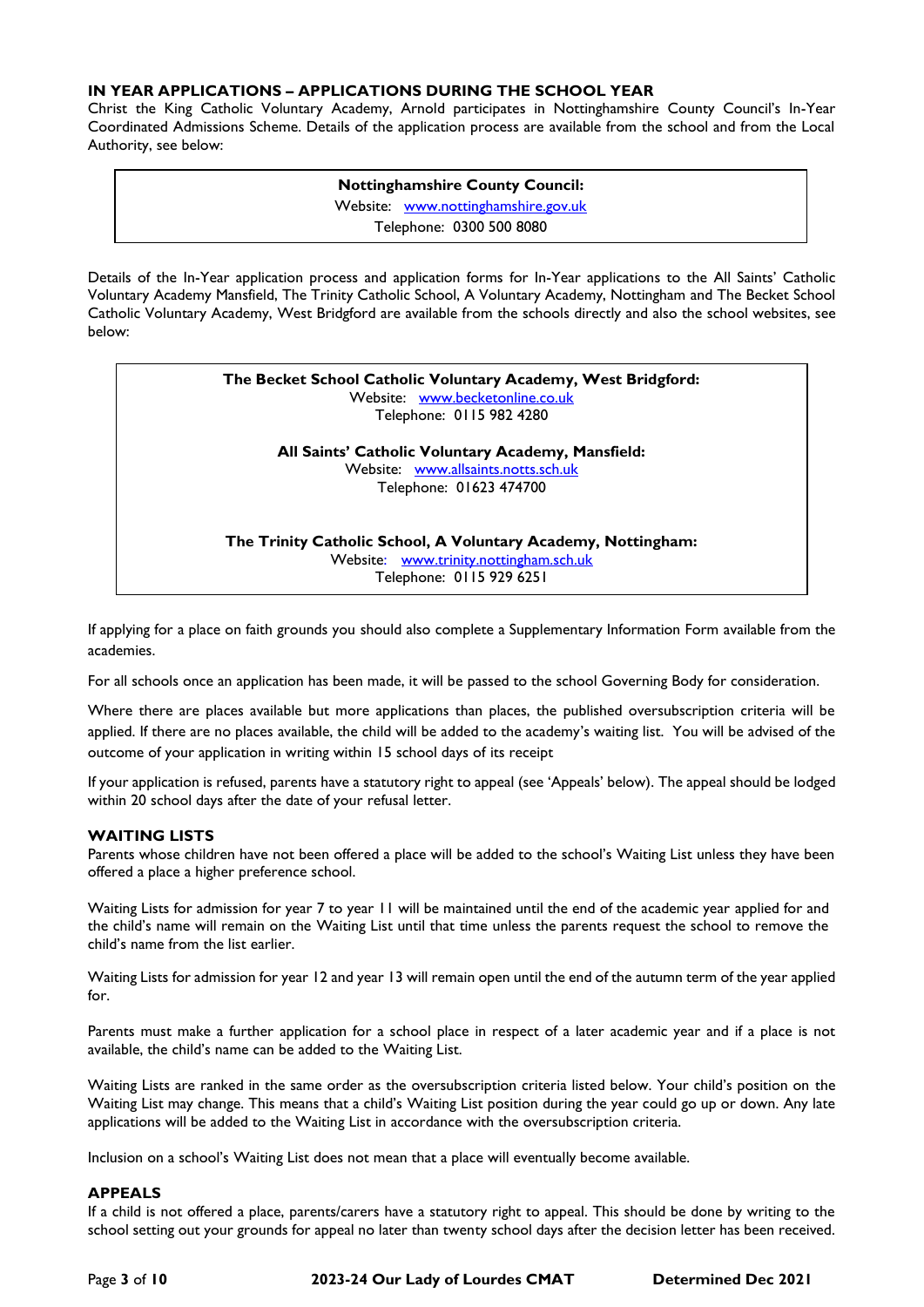## IN YEAR APPLICATIONS – APPLICATIONS DURING THE SCHOOL YEAR

Christ the King Catholic Voluntary Academy, Arnold participates in Nottinghamshire County Council's In-Year Coordinated Admissions Scheme. Details of the application process are available from the school and from the Local Authority, see below:

**Nottinghamshire County Council:**
Website: [www.nottinghamshire.gov.uk](http://www.nottinghamshire.gov.uk)
Telephone: 0300 500 8080

Details of the In-Year application process and application forms for In-Year applications to the All Saints' Catholic Voluntary Academy Mansfield, The Trinity Catholic School, A Voluntary Academy, Nottingham and The Becket School Catholic Voluntary Academy, West Bridgford are available from the schools directly and also the school websites, see below:

**The Becket School Catholic Voluntary Academy, West Bridgford:**
Website: [www.becketonline.co.uk](http://www.becketonline.co.uk)
Telephone: 0115 982 4280

**All Saints' Catholic Voluntary Academy, Mansfield:**
Website: [www.allsaints.notts.sch.uk](http://www.allsaints.notts.sch.uk)
Telephone: 01623 474700

**The Trinity Catholic School, A Voluntary Academy, Nottingham:**
Website: [www.trinity.nottingham.sch.uk](http://www.trinity.nottingham.sch.uk)
Telephone: 0115 929 6251

If applying for a place on faith grounds you should also complete a Supplementary Information Form available from the academies.

For all schools once an application has been made, it will be passed to the school Governing Body for consideration.

Where there are places available but more applications than places, the published oversubscription criteria will be applied. If there are no places available, the child will be added to the academy's waiting list. You will be advised of the outcome of your application in writing within 15 school days of its receipt

If your application is refused, parents have a statutory right to appeal (see 'Appeals' below). The appeal should be lodged within 20 school days after the date of your refusal letter.

## WAITING LISTS

Parents whose children have not been offered a place will be added to the school's Waiting List unless they have been offered a place a higher preference school.

Waiting Lists for admission for year 7 to year 11 will be maintained until the end of the academic year applied for and the child's name will remain on the Waiting List until that time unless the parents request the school to remove the child's name from the list earlier.

Waiting Lists for admission for year 12 and year 13 will remain open until the end of the autumn term of the year applied for.

Parents must make a further application for a school place in respect of a later academic year and if a place is not available, the child's name can be added to the Waiting List.

Waiting Lists are ranked in the same order as the oversubscription criteria listed below. Your child's position on the Waiting List may change. This means that a child's Waiting List position during the year could go up or down. Any late applications will be added to the Waiting List in accordance with the oversubscription criteria.

Inclusion on a school's Waiting List does not mean that a place will eventually become available.

## APPEALS

If a child is not offered a place, parents/carers have a statutory right to appeal. This should be done by writing to the school setting out your grounds for appeal no later than twenty school days after the decision letter has been received.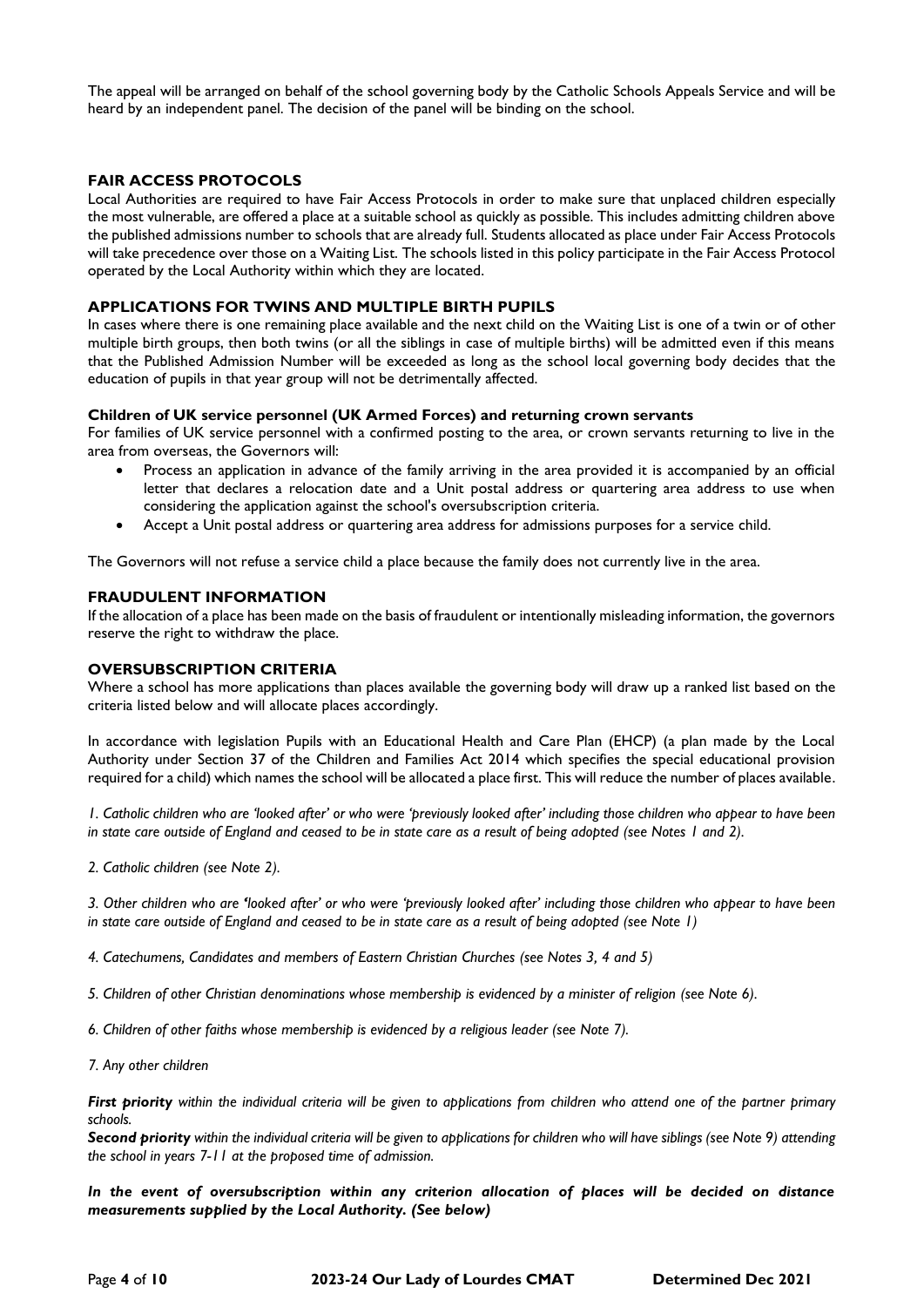The appeal will be arranged on behalf of the school governing body by the Catholic Schools Appeals Service and will be heard by an independent panel. The decision of the panel will be binding on the school.

## FAIR ACCESS PROTOCOLS

Local Authorities are required to have Fair Access Protocols in order to make sure that unplaced children especially the most vulnerable, are offered a place at a suitable school as quickly as possible. This includes admitting children above the published admissions number to schools that are already full. Students allocated as place under Fair Access Protocols will take precedence over those on a Waiting List. The schools listed in this policy participate in the Fair Access Protocol operated by the Local Authority within which they are located.

## APPLICATIONS FOR TWINS AND MULTIPLE BIRTH PUPILS

In cases where there is one remaining place available and the next child on the Waiting List is one of a twin or of other multiple birth groups, then both twins (or all the siblings in case of multiple births) will be admitted even if this means that the Published Admission Number will be exceeded as long as the school local governing body decides that the education of pupils in that year group will not be detrimentally affected.

### Children of UK service personnel (UK Armed Forces) and returning crown servants

For families of UK service personnel with a confirmed posting to the area, or crown servants returning to live in the area from overseas, the Governors will:

- Process an application in advance of the family arriving in the area provided it is accompanied by an official letter that declares a relocation date and a Unit postal address or quartering area address to use when considering the application against the school's oversubscription criteria.
- Accept a Unit postal address or quartering area address for admissions purposes for a service child.

The Governors will not refuse a service child a place because the family does not currently live in the area.

## FRAUDULENT INFORMATION

If the allocation of a place has been made on the basis of fraudulent or intentionally misleading information, the governors reserve the right to withdraw the place.

## OVERSUBSCRIPTION CRITERIA

Where a school has more applications than places available the governing body will draw up a ranked list based on the criteria listed below and will allocate places accordingly.

In accordance with legislation Pupils with an Educational Health and Care Plan (EHCP) (a plan made by the Local Authority under Section 37 of the Children and Families Act 2014 which specifies the special educational provision required for a child) which names the school will be allocated a place first. This will reduce the number of places available.

*1. Catholic children who are 'looked after' or who were 'previously looked after' including those children who appear to have been in state care outside of England and ceased to be in state care as a result of being adopted (see Notes 1 and 2).*

*2. Catholic children (see Note 2).*

*3. Other children who are 'looked after' or who were 'previously looked after' including those children who appear to have been in state care outside of England and ceased to be in state care as a result of being adopted (see Note 1)*

*4. Catechumens, Candidates and members of Eastern Christian Churches (see Notes 3, 4 and 5)*

*5. Children of other Christian denominations whose membership is evidenced by a minister of religion (see Note 6).*

*6. Children of other faiths whose membership is evidenced by a religious leader (see Note 7).*

*7. Any other children*

***First priority*** *within the individual criteria will be given to applications from children who attend one of the partner primary schools.*
***Second priority*** *within the individual criteria will be given to applications for children who will have siblings (see Note 9) attending the school in years 7-11 at the proposed time of admission.*

***In the event of oversubscription within any criterion allocation of places will be decided on distance measurements supplied by the Local Authority. (See below)***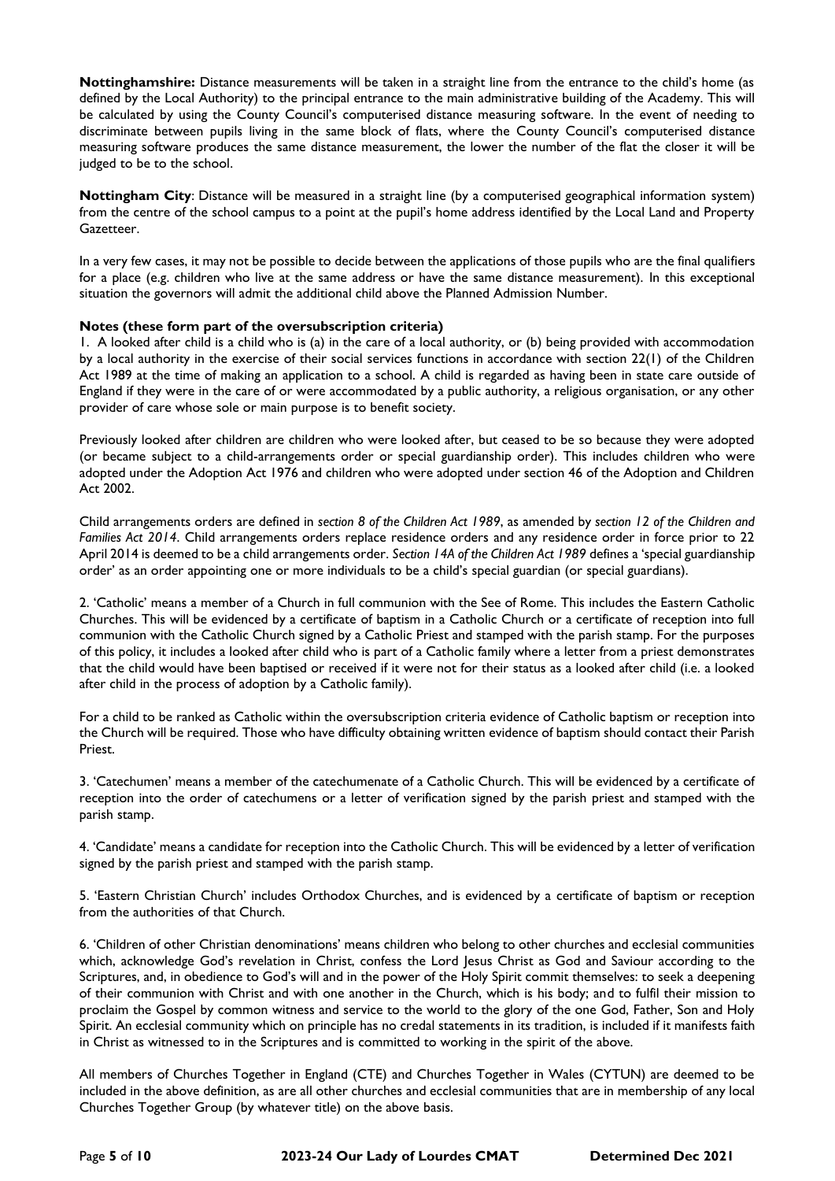**Nottinghamshire:** Distance measurements will be taken in a straight line from the entrance to the child's home (as defined by the Local Authority) to the principal entrance to the main administrative building of the Academy. This will be calculated by using the County Council's computerised distance measuring software. In the event of needing to discriminate between pupils living in the same block of flats, where the County Council's computerised distance measuring software produces the same distance measurement, the lower the number of the flat the closer it will be judged to be to the school.

**Nottingham City**: Distance will be measured in a straight line (by a computerised geographical information system) from the centre of the school campus to a point at the pupil's home address identified by the Local Land and Property Gazetteer.

In a very few cases, it may not be possible to decide between the applications of those pupils who are the final qualifiers for a place (e.g. children who live at the same address or have the same distance measurement). In this exceptional situation the governors will admit the additional child above the Planned Admission Number.

**Notes (these form part of the oversubscription criteria)**

1. A looked after child is a child who is (a) in the care of a local authority, or (b) being provided with accommodation by a local authority in the exercise of their social services functions in accordance with section 22(1) of the Children Act 1989 at the time of making an application to a school. A child is regarded as having been in state care outside of England if they were in the care of or were accommodated by a public authority, a religious organisation, or any other provider of care whose sole or main purpose is to benefit society.

Previously looked after children are children who were looked after, but ceased to be so because they were adopted (or became subject to a child-arrangements order or special guardianship order). This includes children who were adopted under the Adoption Act 1976 and children who were adopted under section 46 of the Adoption and Children Act 2002.

Child arrangements orders are defined in *section 8 of the Children Act 1989*, as amended by *section 12 of the Children and Families Act 2014*. Child arrangements orders replace residence orders and any residence order in force prior to 22 April 2014 is deemed to be a child arrangements order. *Section 14A of the Children Act 1989* defines a 'special guardianship order' as an order appointing one or more individuals to be a child's special guardian (or special guardians).

2. 'Catholic' means a member of a Church in full communion with the See of Rome. This includes the Eastern Catholic Churches. This will be evidenced by a certificate of baptism in a Catholic Church or a certificate of reception into full communion with the Catholic Church signed by a Catholic Priest and stamped with the parish stamp. For the purposes of this policy, it includes a looked after child who is part of a Catholic family where a letter from a priest demonstrates that the child would have been baptised or received if it were not for their status as a looked after child (i.e. a looked after child in the process of adoption by a Catholic family).

For a child to be ranked as Catholic within the oversubscription criteria evidence of Catholic baptism or reception into the Church will be required. Those who have difficulty obtaining written evidence of baptism should contact their Parish Priest.

3. 'Catechumen' means a member of the catechumenate of a Catholic Church. This will be evidenced by a certificate of reception into the order of catechumens or a letter of verification signed by the parish priest and stamped with the parish stamp.

4. 'Candidate' means a candidate for reception into the Catholic Church. This will be evidenced by a letter of verification signed by the parish priest and stamped with the parish stamp.

5. 'Eastern Christian Church' includes Orthodox Churches, and is evidenced by a certificate of baptism or reception from the authorities of that Church.

6. 'Children of other Christian denominations' means children who belong to other churches and ecclesial communities which, acknowledge God's revelation in Christ, confess the Lord Jesus Christ as God and Saviour according to the Scriptures, and, in obedience to God's will and in the power of the Holy Spirit commit themselves: to seek a deepening of their communion with Christ and with one another in the Church, which is his body; and to fulfil their mission to proclaim the Gospel by common witness and service to the world to the glory of the one God, Father, Son and Holy Spirit. An ecclesial community which on principle has no credal statements in its tradition, is included if it manifests faith in Christ as witnessed to in the Scriptures and is committed to working in the spirit of the above.

All members of Churches Together in England (CTE) and Churches Together in Wales (CYTUN) are deemed to be included in the above definition, as are all other churches and ecclesial communities that are in membership of any local Churches Together Group (by whatever title) on the above basis.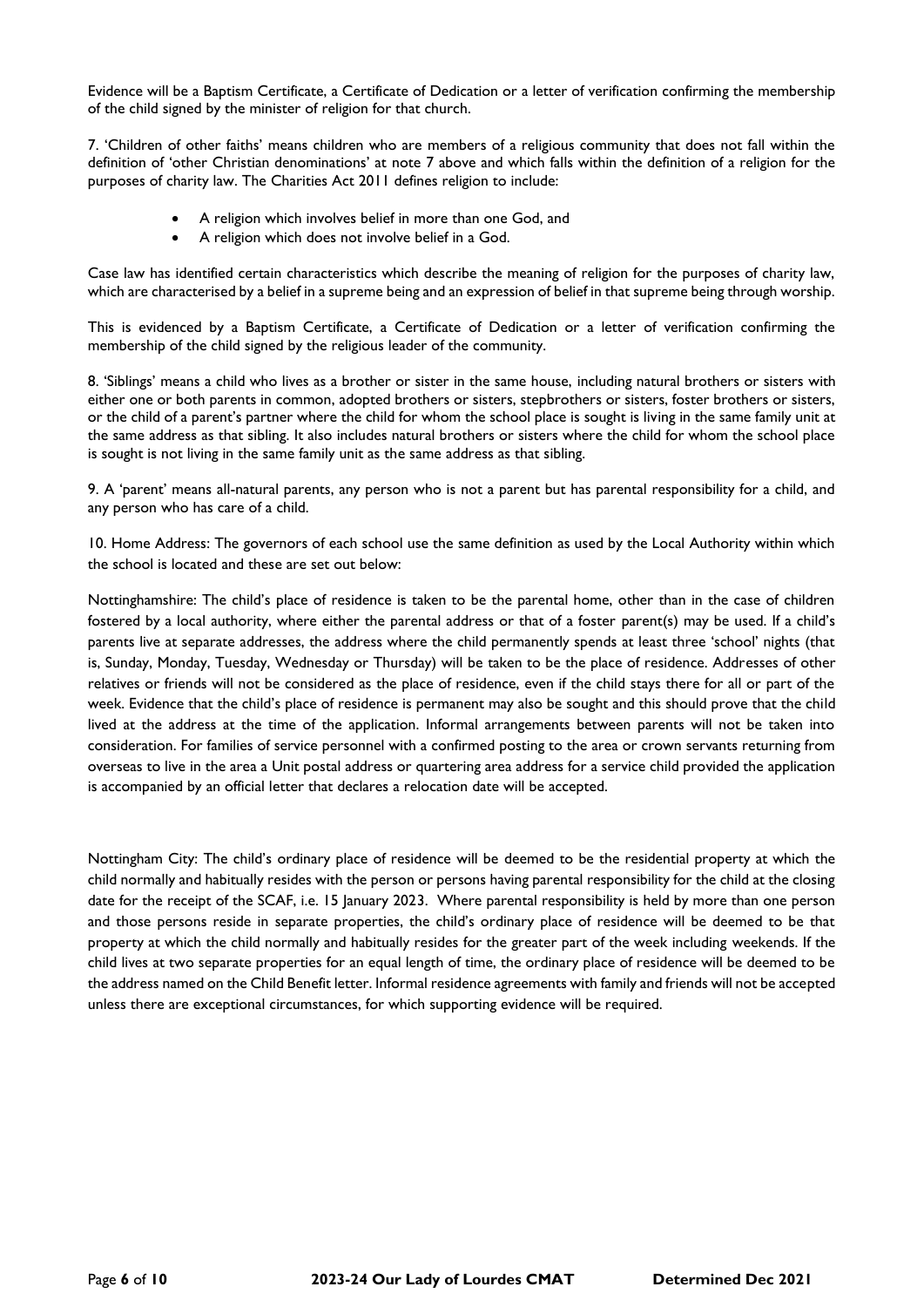Evidence will be a Baptism Certificate, a Certificate of Dedication or a letter of verification confirming the membership of the child signed by the minister of religion for that church.

7. 'Children of other faiths' means children who are members of a religious community that does not fall within the definition of 'other Christian denominations' at note 7 above and which falls within the definition of a religion for the purposes of charity law. The Charities Act 2011 defines religion to include:

- A religion which involves belief in more than one God, and
- A religion which does not involve belief in a God.

Case law has identified certain characteristics which describe the meaning of religion for the purposes of charity law, which are characterised by a belief in a supreme being and an expression of belief in that supreme being through worship.

This is evidenced by a Baptism Certificate, a Certificate of Dedication or a letter of verification confirming the membership of the child signed by the religious leader of the community.

8. 'Siblings' means a child who lives as a brother or sister in the same house, including natural brothers or sisters with either one or both parents in common, adopted brothers or sisters, stepbrothers or sisters, foster brothers or sisters, or the child of a parent's partner where the child for whom the school place is sought is living in the same family unit at the same address as that sibling. It also includes natural brothers or sisters where the child for whom the school place is sought is not living in the same family unit as the same address as that sibling.

9. A 'parent' means all-natural parents, any person who is not a parent but has parental responsibility for a child, and any person who has care of a child.

10. Home Address: The governors of each school use the same definition as used by the Local Authority within which the school is located and these are set out below:

Nottinghamshire: The child's place of residence is taken to be the parental home, other than in the case of children fostered by a local authority, where either the parental address or that of a foster parent(s) may be used. If a child's parents live at separate addresses, the address where the child permanently spends at least three 'school' nights (that is, Sunday, Monday, Tuesday, Wednesday or Thursday) will be taken to be the place of residence. Addresses of other relatives or friends will not be considered as the place of residence, even if the child stays there for all or part of the week. Evidence that the child's place of residence is permanent may also be sought and this should prove that the child lived at the address at the time of the application. Informal arrangements between parents will not be taken into consideration. For families of service personnel with a confirmed posting to the area or crown servants returning from overseas to live in the area a Unit postal address or quartering area address for a service child provided the application is accompanied by an official letter that declares a relocation date will be accepted.

Nottingham City: The child's ordinary place of residence will be deemed to be the residential property at which the child normally and habitually resides with the person or persons having parental responsibility for the child at the closing date for the receipt of the SCAF, i.e. 15 January 2023. Where parental responsibility is held by more than one person and those persons reside in separate properties, the child's ordinary place of residence will be deemed to be that property at which the child normally and habitually resides for the greater part of the week including weekends. If the child lives at two separate properties for an equal length of time, the ordinary place of residence will be deemed to be the address named on the Child Benefit letter. Informal residence agreements with family and friends will not be accepted unless there are exceptional circumstances, for which supporting evidence will be required.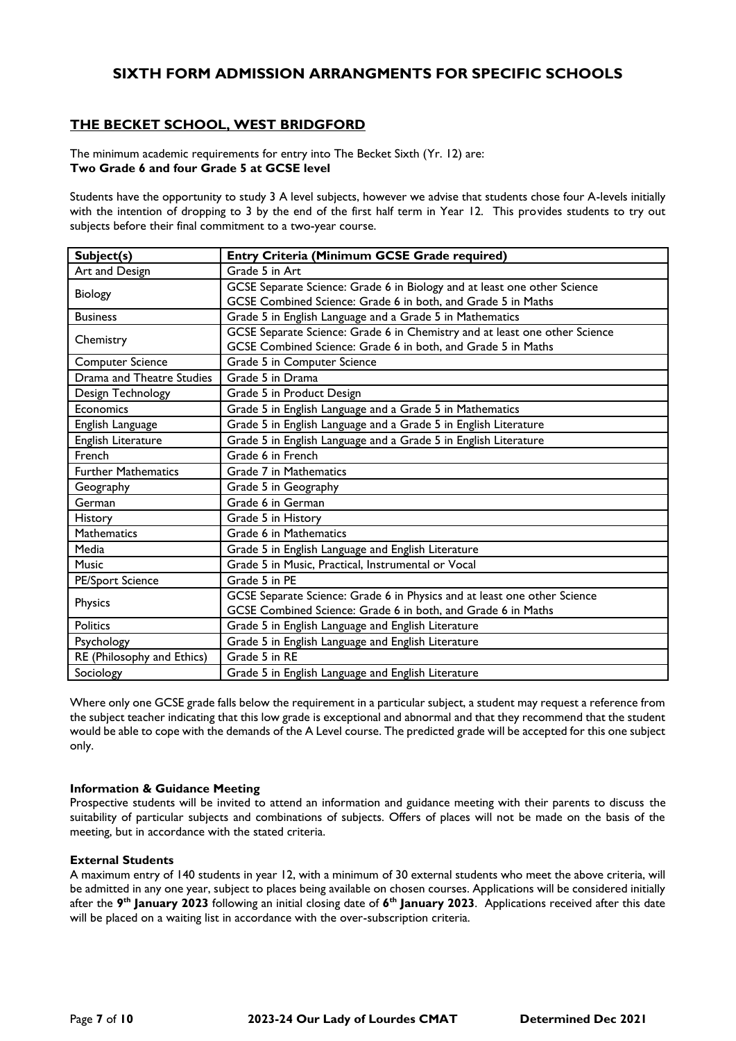# SIXTH FORM ADMISSION ARRANGMENTS FOR SPECIFIC SCHOOLS

## THE BECKET SCHOOL, WEST BRIDGFORD

The minimum academic requirements for entry into The Becket Sixth (Yr. 12) are:
**Two Grade 6 and four Grade 5 at GCSE level**

Students have the opportunity to study 3 A level subjects, however we advise that students chose four A-levels initially with the intention of dropping to 3 by the end of the first half term in Year 12. This provides students to try out subjects before their final commitment to a two-year course.

| Subject(s) | Entry Criteria (Minimum GCSE Grade required) |
|---|---|
| Art and Design | Grade 5 in Art |
| Biology | GCSE Separate Science: Grade 6 in Biology and at least one other Science<br>GCSE Combined Science: Grade 6 in both, and Grade 5 in Maths |
| Business | Grade 5 in English Language and a Grade 5 in Mathematics |
| Chemistry | GCSE Separate Science: Grade 6 in Chemistry and at least one other Science<br>GCSE Combined Science: Grade 6 in both, and Grade 5 in Maths |
| Computer Science | Grade 5 in Computer Science |
| Drama and Theatre Studies | Grade 5 in Drama |
| Design Technology | Grade 5 in Product Design |
| Economics | Grade 5 in English Language and a Grade 5 in Mathematics |
| English Language | Grade 5 in English Language and a Grade 5 in English Literature |
| English Literature | Grade 5 in English Language and a Grade 5 in English Literature |
| French | Grade 6 in French |
| Further Mathematics | Grade 7 in Mathematics |
| Geography | Grade 5 in Geography |
| German | Grade 6 in German |
| History | Grade 5 in History |
| Mathematics | Grade 6 in Mathematics |
| Media | Grade 5 in English Language and English Literature |
| Music | Grade 5 in Music, Practical, Instrumental or Vocal |
| PE/Sport Science | Grade 5 in PE |
| Physics | GCSE Separate Science: Grade 6 in Physics and at least one other Science<br>GCSE Combined Science: Grade 6 in both, and Grade 6 in Maths |
| Politics | Grade 5 in English Language and English Literature |
| Psychology | Grade 5 in English Language and English Literature |
| RE (Philosophy and Ethics) | Grade 5 in RE |
| Sociology | Grade 5 in English Language and English Literature |

Where only one GCSE grade falls below the requirement in a particular subject, a student may request a reference from the subject teacher indicating that this low grade is exceptional and abnormal and that they recommend that the student would be able to cope with the demands of the A Level course. The predicted grade will be accepted for this one subject only.

**Information & Guidance Meeting**
Prospective students will be invited to attend an information and guidance meeting with their parents to discuss the suitability of particular subjects and combinations of subjects. Offers of places will not be made on the basis of the meeting, but in accordance with the stated criteria.

**External Students**
A maximum entry of 140 students in year 12, with a minimum of 30 external students who meet the above criteria, will be admitted in any one year, subject to places being available on chosen courses. Applications will be considered initially after the **9th January 2023** following an initial closing date of **6th January 2023**. Applications received after this date will be placed on a waiting list in accordance with the over-subscription criteria.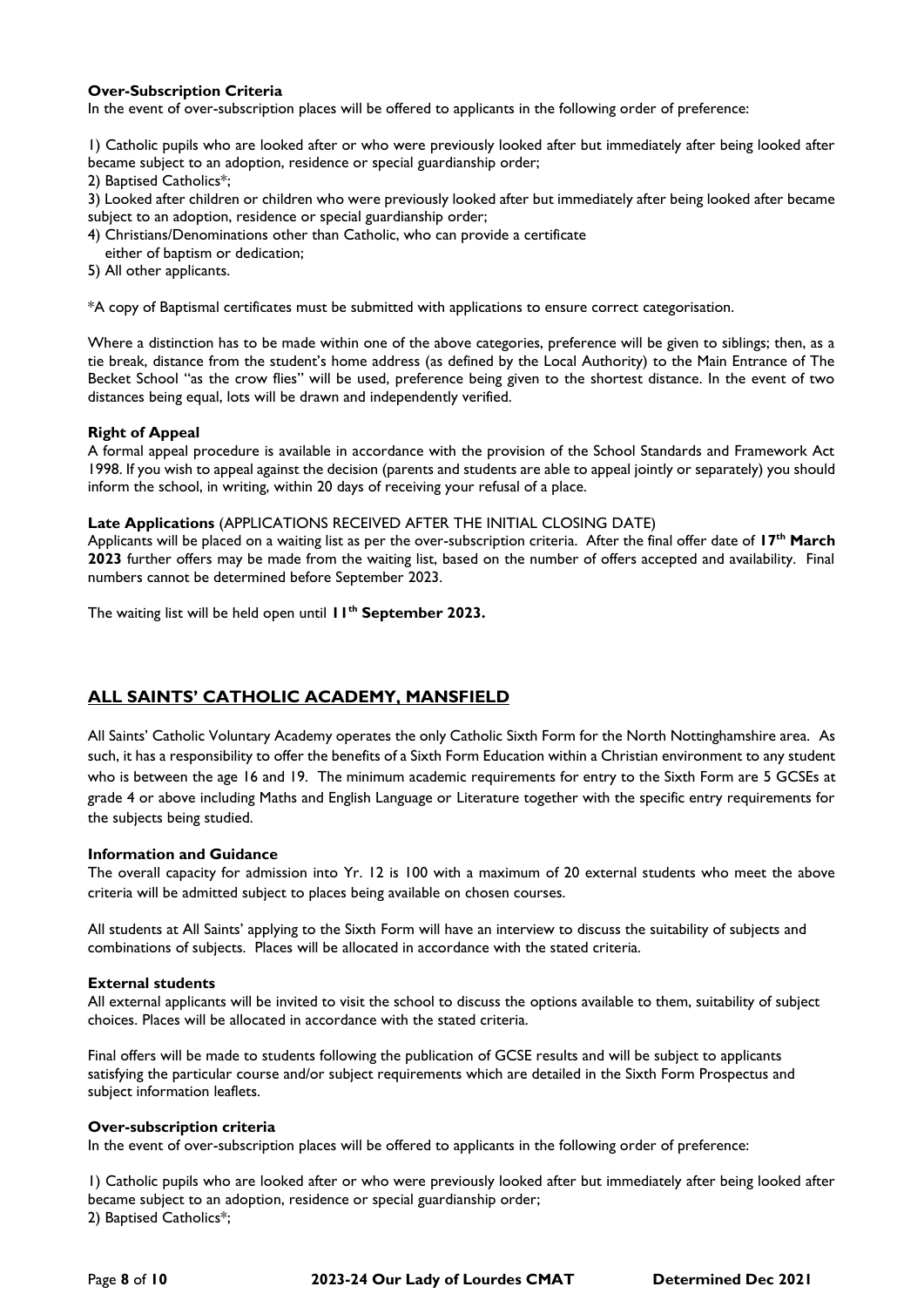**Over-Subscription Criteria**

In the event of over-subscription places will be offered to applicants in the following order of preference:

1) Catholic pupils who are looked after or who were previously looked after but immediately after being looked after became subject to an adoption, residence or special guardianship order;
2) Baptised Catholics*;
3) Looked after children or children who were previously looked after but immediately after being looked after became subject to an adoption, residence or special guardianship order;
4) Christians/Denominations other than Catholic, who can provide a certificate either of baptism or dedication;
5) All other applicants.

*A copy of Baptismal certificates must be submitted with applications to ensure correct categorisation.

Where a distinction has to be made within one of the above categories, preference will be given to siblings; then, as a tie break, distance from the student's home address (as defined by the Local Authority) to the Main Entrance of The Becket School "as the crow flies" will be used, preference being given to the shortest distance. In the event of two distances being equal, lots will be drawn and independently verified.

**Right of Appeal**

A formal appeal procedure is available in accordance with the provision of the School Standards and Framework Act 1998. If you wish to appeal against the decision (parents and students are able to appeal jointly or separately) you should inform the school, in writing, within 20 days of receiving your refusal of a place.

**Late Applications** (APPLICATIONS RECEIVED AFTER THE INITIAL CLOSING DATE)

Applicants will be placed on a waiting list as per the over-subscription criteria. After the final offer date of **17th March 2023** further offers may be made from the waiting list, based on the number of offers accepted and availability. Final numbers cannot be determined before September 2023.

The waiting list will be held open until **11th September 2023.**

## ALL SAINTS' CATHOLIC ACADEMY, MANSFIELD

All Saints' Catholic Voluntary Academy operates the only Catholic Sixth Form for the North Nottinghamshire area. As such, it has a responsibility to offer the benefits of a Sixth Form Education within a Christian environment to any student who is between the age 16 and 19. The minimum academic requirements for entry to the Sixth Form are 5 GCSEs at grade 4 or above including Maths and English Language or Literature together with the specific entry requirements for the subjects being studied.

**Information and Guidance**

The overall capacity for admission into Yr. 12 is 100 with a maximum of 20 external students who meet the above criteria will be admitted subject to places being available on chosen courses.

All students at All Saints' applying to the Sixth Form will have an interview to discuss the suitability of subjects and combinations of subjects. Places will be allocated in accordance with the stated criteria.

**External students**

All external applicants will be invited to visit the school to discuss the options available to them, suitability of subject choices. Places will be allocated in accordance with the stated criteria.

Final offers will be made to students following the publication of GCSE results and will be subject to applicants satisfying the particular course and/or subject requirements which are detailed in the Sixth Form Prospectus and subject information leaflets.

**Over-subscription criteria**

In the event of over-subscription places will be offered to applicants in the following order of preference:

1) Catholic pupils who are looked after or who were previously looked after but immediately after being looked after became subject to an adoption, residence or special guardianship order;
2) Baptised Catholics*;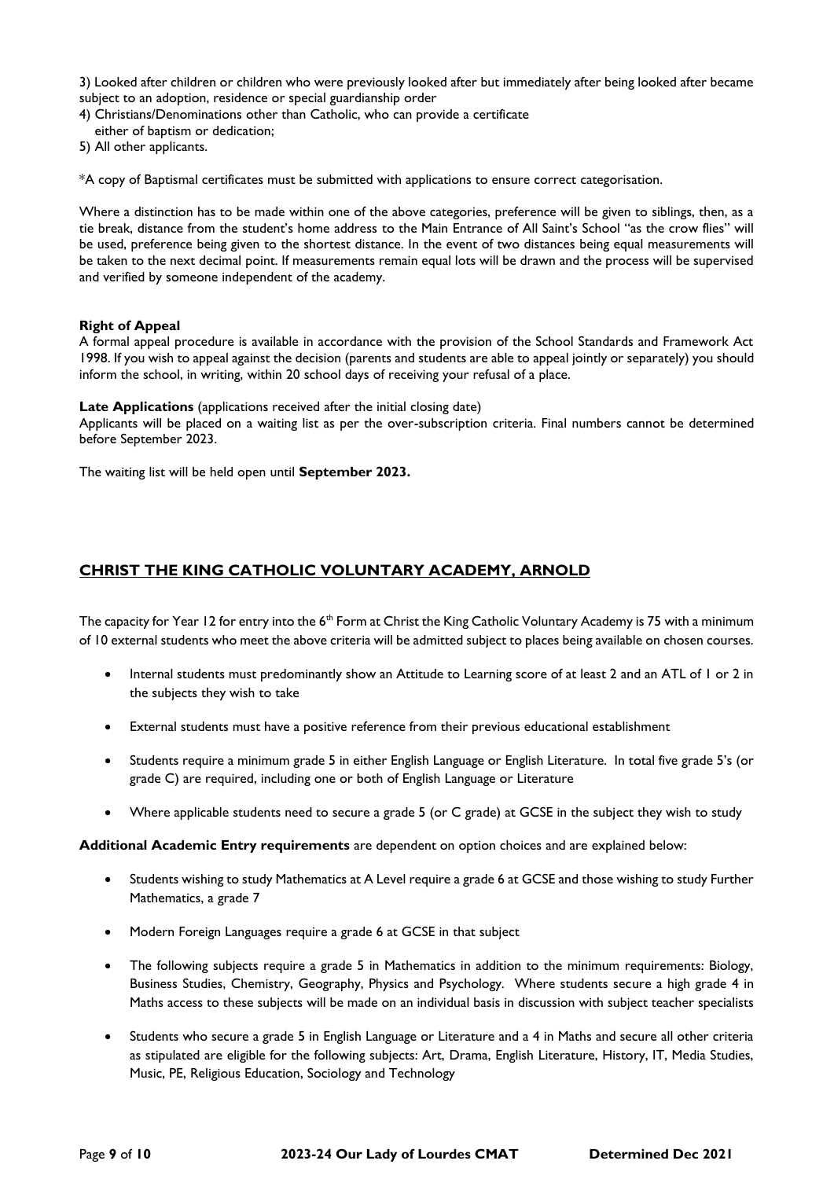3) Looked after children or children who were previously looked after but immediately after being looked after became subject to an adoption, residence or special guardianship order
4) Christians/Denominations other than Catholic, who can provide a certificate either of baptism or dedication;
5) All other applicants.

*A copy of Baptismal certificates must be submitted with applications to ensure correct categorisation.

Where a distinction has to be made within one of the above categories, preference will be given to siblings, then, as a tie break, distance from the student's home address to the Main Entrance of All Saint's School "as the crow flies" will be used, preference being given to the shortest distance. In the event of two distances being equal measurements will be taken to the next decimal point. If measurements remain equal lots will be drawn and the process will be supervised and verified by someone independent of the academy.

**Right of Appeal**
A formal appeal procedure is available in accordance with the provision of the School Standards and Framework Act 1998. If you wish to appeal against the decision (parents and students are able to appeal jointly or separately) you should inform the school, in writing, within 20 school days of receiving your refusal of a place.

**Late Applications** (applications received after the initial closing date)
Applicants will be placed on a waiting list as per the over-subscription criteria. Final numbers cannot be determined before September 2023.

The waiting list will be held open until **September 2023.**

## CHRIST THE KING CATHOLIC VOLUNTARY ACADEMY, ARNOLD

The capacity for Year 12 for entry into the 6th Form at Christ the King Catholic Voluntary Academy is 75 with a minimum of 10 external students who meet the above criteria will be admitted subject to places being available on chosen courses.

- Internal students must predominantly show an Attitude to Learning score of at least 2 and an ATL of 1 or 2 in the subjects they wish to take
- External students must have a positive reference from their previous educational establishment
- Students require a minimum grade 5 in either English Language or English Literature. In total five grade 5's (or grade C) are required, including one or both of English Language or Literature
- Where applicable students need to secure a grade 5 (or C grade) at GCSE in the subject they wish to study

**Additional Academic Entry requirements** are dependent on option choices and are explained below:

- Students wishing to study Mathematics at A Level require a grade 6 at GCSE and those wishing to study Further Mathematics, a grade 7
- Modern Foreign Languages require a grade 6 at GCSE in that subject
- The following subjects require a grade 5 in Mathematics in addition to the minimum requirements: Biology, Business Studies, Chemistry, Geography, Physics and Psychology. Where students secure a high grade 4 in Maths access to these subjects will be made on an individual basis in discussion with subject teacher specialists
- Students who secure a grade 5 in English Language or Literature and a 4 in Maths and secure all other criteria as stipulated are eligible for the following subjects: Art, Drama, English Literature, History, IT, Media Studies, Music, PE, Religious Education, Sociology and Technology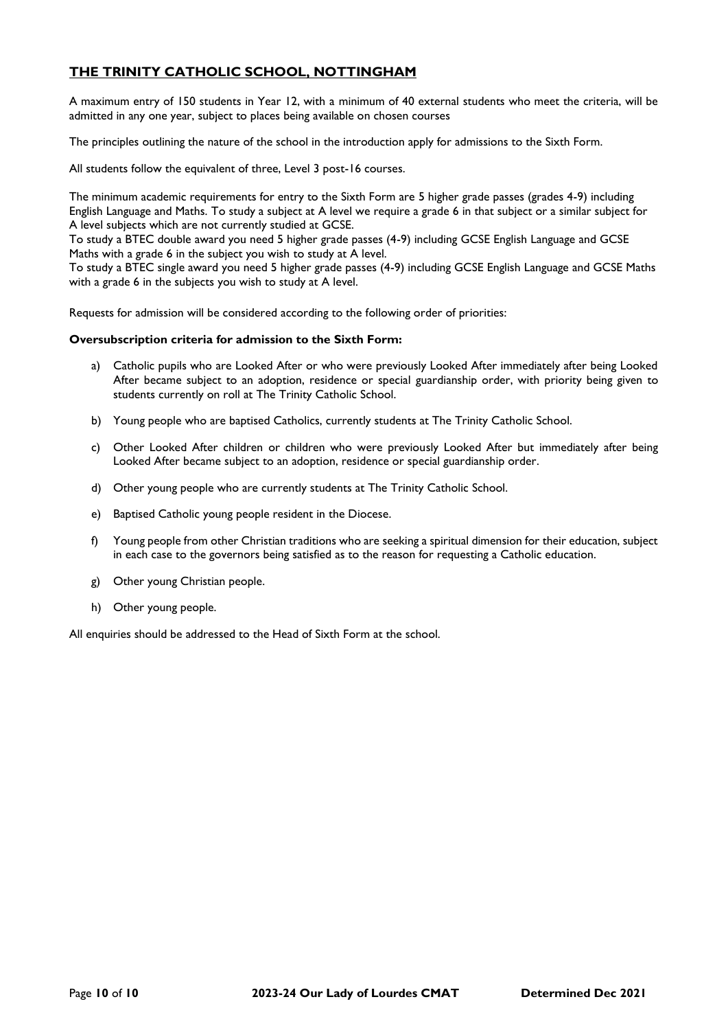## THE TRINITY CATHOLIC SCHOOL, NOTTINGHAM

A maximum entry of 150 students in Year 12, with a minimum of 40 external students who meet the criteria, will be admitted in any one year, subject to places being available on chosen courses

The principles outlining the nature of the school in the introduction apply for admissions to the Sixth Form.

All students follow the equivalent of three, Level 3 post-16 courses.

The minimum academic requirements for entry to the Sixth Form are 5 higher grade passes (grades 4-9) including English Language and Maths. To study a subject at A level we require a grade 6 in that subject or a similar subject for A level subjects which are not currently studied at GCSE.
To study a BTEC double award you need 5 higher grade passes (4-9) including GCSE English Language and GCSE Maths with a grade 6 in the subject you wish to study at A level.
To study a BTEC single award you need 5 higher grade passes (4-9) including GCSE English Language and GCSE Maths with a grade 6 in the subjects you wish to study at A level.

Requests for admission will be considered according to the following order of priorities:

**Oversubscription criteria for admission to the Sixth Form:**

a) Catholic pupils who are Looked After or who were previously Looked After immediately after being Looked After became subject to an adoption, residence or special guardianship order, with priority being given to students currently on roll at The Trinity Catholic School.

b) Young people who are baptised Catholics, currently students at The Trinity Catholic School.

c) Other Looked After children or children who were previously Looked After but immediately after being Looked After became subject to an adoption, residence or special guardianship order.

d) Other young people who are currently students at The Trinity Catholic School.

e) Baptised Catholic young people resident in the Diocese.

f) Young people from other Christian traditions who are seeking a spiritual dimension for their education, subject in each case to the governors being satisfied as to the reason for requesting a Catholic education.

g) Other young Christian people.

h) Other young people.

All enquiries should be addressed to the Head of Sixth Form at the school.